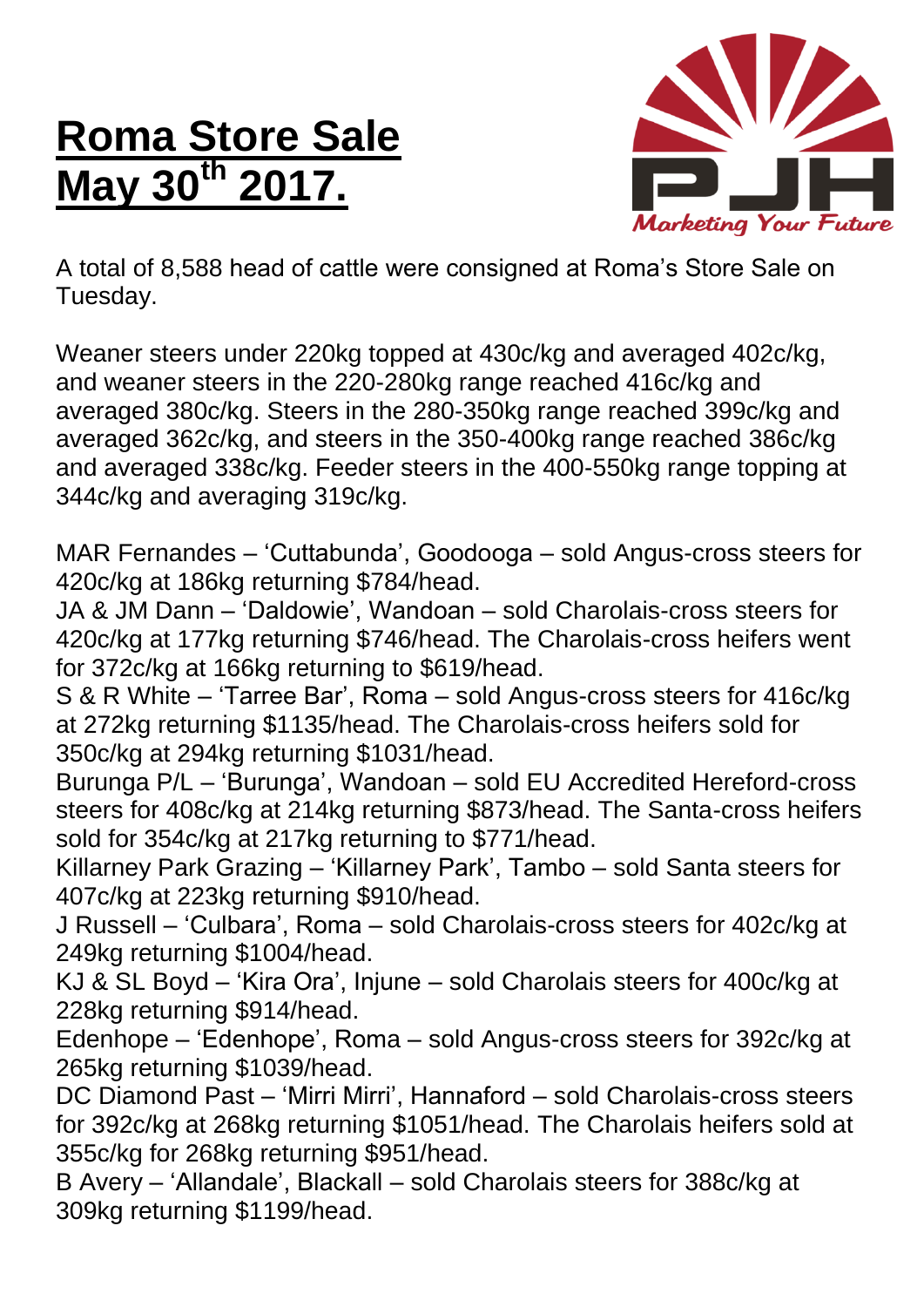# Roma Store Sale May 30th 2017.

A total of 8,588 head of cattle were consigned at Roma's Store Sale on Tuesday.

Weaner steers under 220kg topped at 430c/kg and averaged 402c/kg, and weaner steers in the 220-280kg range reached 416c/kg and averaged 380c/kg. Steers in the 280-350kg range reached 399c/kg and averaged 362c/kg, and steers in the 350-400kg range reached 386c/kg and averaged 338c/kg. Feeder steers in the 400-550kg range topping at 344c/kg and averaging 319c/kg.

MAR Fernandes – 'Cuttabunda', Goodooga – sold Angus-cross steers for 420c/kg at 186kg returning $784/head.
JA & JM Dann – 'Daldowie', Wandoan – sold Charolais-cross steers for 420c/kg at 177kg returning $746/head. The Charolais-cross heifers went for 372c/kg at 166kg returning to $619/head.
S & R White – 'Tarree Bar', Roma – sold Angus-cross steers for 416c/kg at 272kg returning $1135/head. The Charolais-cross heifers sold for 350c/kg at 294kg returning $1031/head.
Burunga P/L – 'Burunga', Wandoan – sold EU Accredited Hereford-cross steers for 408c/kg at 214kg returning $873/head. The Santa-cross heifers sold for 354c/kg at 217kg returning to $771/head.
Killarney Park Grazing – 'Killarney Park', Tambo – sold Santa steers for 407c/kg at 223kg returning $910/head.
J Russell – 'Culbara', Roma – sold Charolais-cross steers for 402c/kg at 249kg returning $1004/head.
KJ & SL Boyd – 'Kira Ora', Injune – sold Charolais steers for 400c/kg at 228kg returning $914/head.
Edenhope – 'Edenhope', Roma – sold Angus-cross steers for 392c/kg at 265kg returning $1039/head.
DC Diamond Past – 'Mirri Mirri', Hannaford – sold Charolais-cross steers for 392c/kg at 268kg returning $1051/head. The Charolais heifers sold at 355c/kg for 268kg returning $951/head.
B Avery – 'Allandale', Blackall – sold Charolais steers for 388c/kg at 309kg returning $1199/head.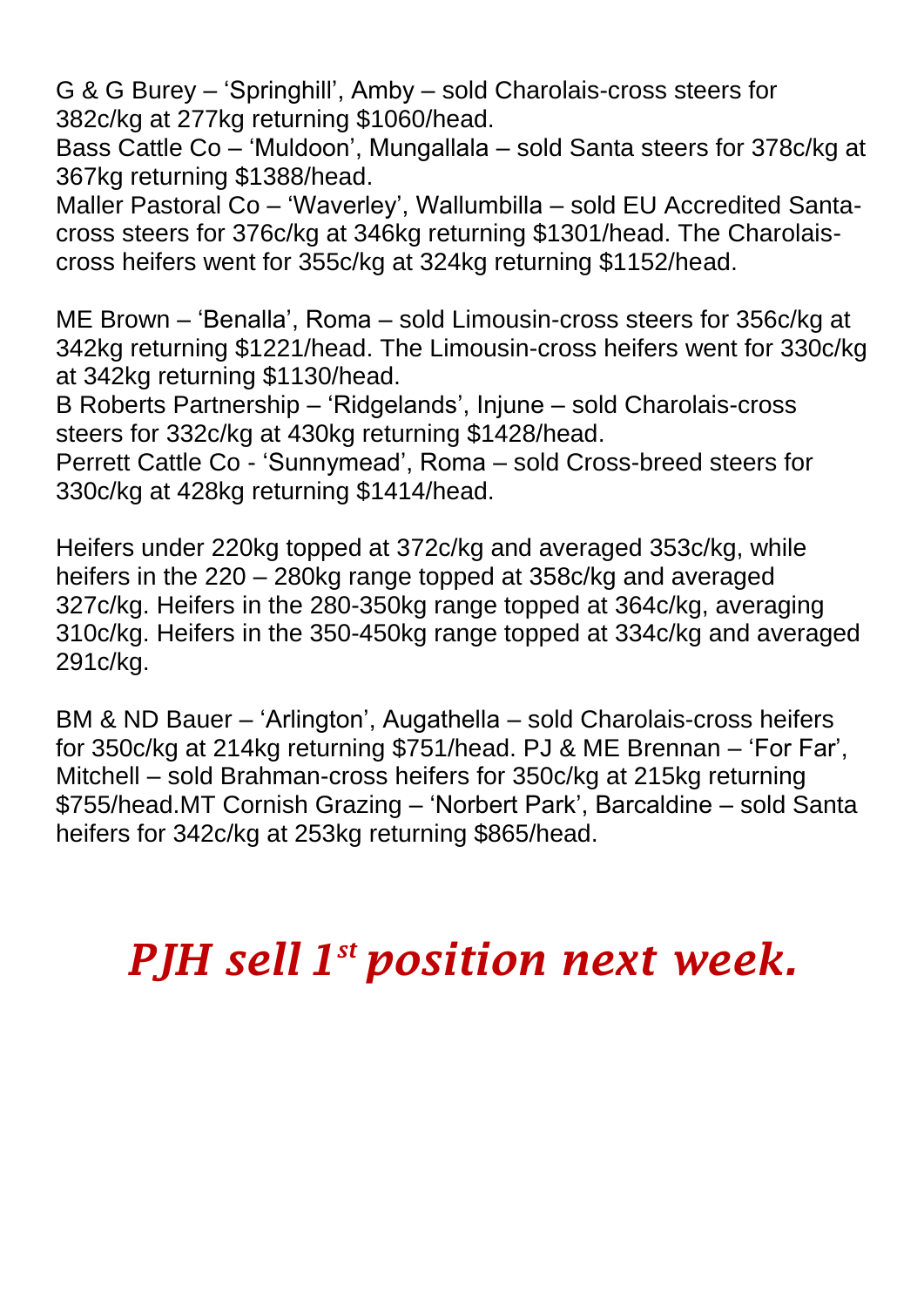G & G Burey – 'Springhill', Amby – sold Charolais-cross steers for 382c/kg at 277kg returning $1060/head.
Bass Cattle Co – 'Muldoon', Mungallala – sold Santa steers for 378c/kg at 367kg returning $1388/head.
Maller Pastoral Co – 'Waverley', Wallumbilla – sold EU Accredited Santa-cross steers for 376c/kg at 346kg returning $1301/head. The Charolais-cross heifers went for 355c/kg at 324kg returning $1152/head.

ME Brown – 'Benalla', Roma – sold Limousin-cross steers for 356c/kg at 342kg returning $1221/head. The Limousin-cross heifers went for 330c/kg at 342kg returning $1130/head.
B Roberts Partnership – 'Ridgelands', Injune – sold Charolais-cross steers for 332c/kg at 430kg returning $1428/head.
Perrett Cattle Co - 'Sunnymead', Roma – sold Cross-breed steers for 330c/kg at 428kg returning $1414/head.

Heifers under 220kg topped at 372c/kg and averaged 353c/kg, while heifers in the 220 – 280kg range topped at 358c/kg and averaged 327c/kg. Heifers in the 280-350kg range topped at 364c/kg, averaging 310c/kg. Heifers in the 350-450kg range topped at 334c/kg and averaged 291c/kg.

BM & ND Bauer – 'Arlington', Augathella – sold Charolais-cross heifers for 350c/kg at 214kg returning $751/head. PJ & ME Brennan – 'For Far', Mitchell – sold Brahman-cross heifers for 350c/kg at 215kg returning $755/head.MT Cornish Grazing – 'Norbert Park', Barcaldine – sold Santa heifers for 342c/kg at 253kg returning $865/head.

***PJH sell 1st position next week.***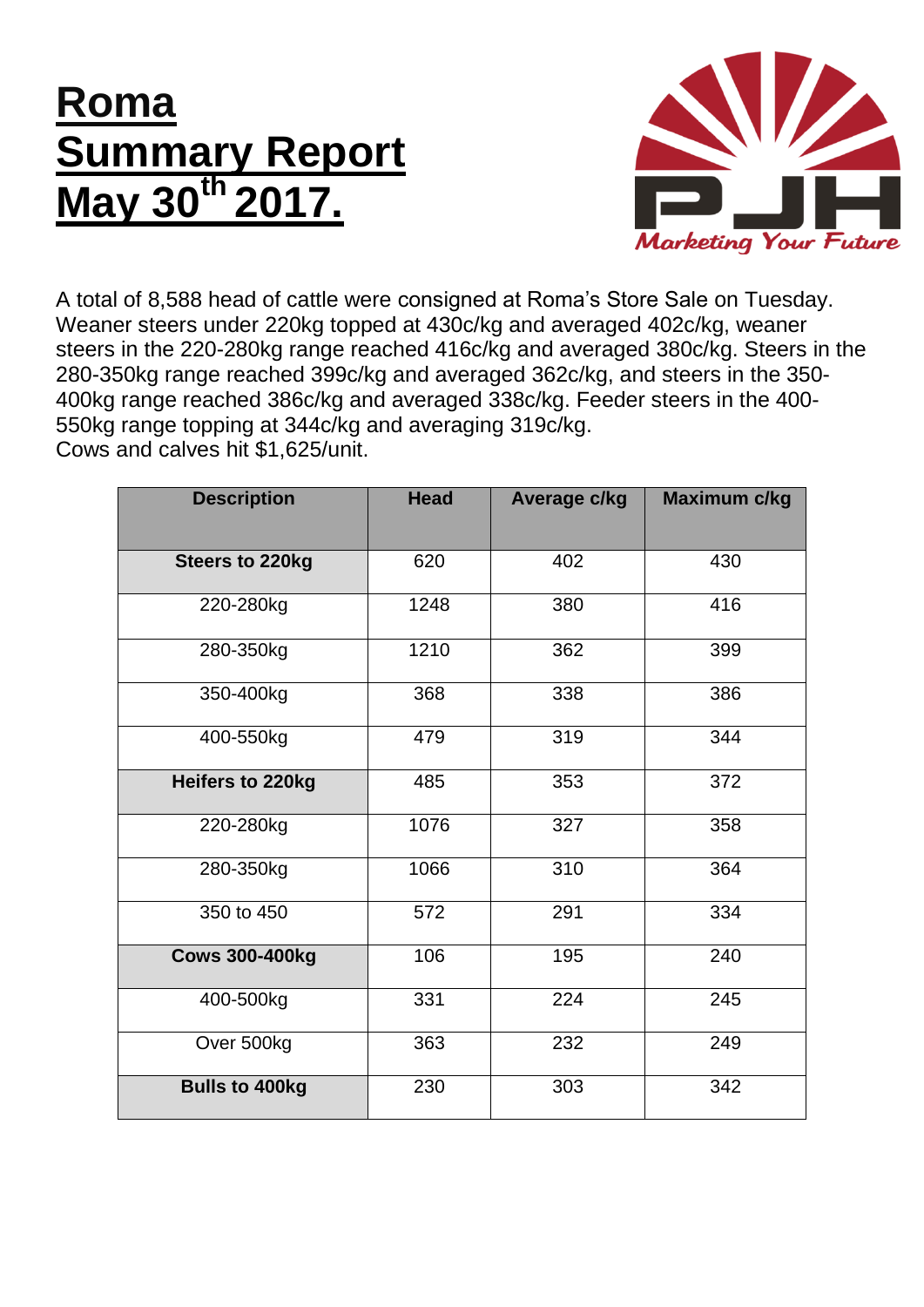# Roma Summary Report May 30th 2017.

PJH

*Marketing Your Future*

A total of 8,588 head of cattle were consigned at Roma's Store Sale on Tuesday. Weaner steers under 220kg topped at 430c/kg and averaged 402c/kg, weaner steers in the 220-280kg range reached 416c/kg and averaged 380c/kg. Steers in the 280-350kg range reached 399c/kg and averaged 362c/kg, and steers in the 350-400kg range reached 386c/kg and averaged 338c/kg. Feeder steers in the 400-550kg range topping at 344c/kg and averaging 319c/kg.
Cows and calves hit $1,625/unit.

| Description | Head | Average c/kg | Maximum c/kg |
|---|---|---|---|
| **Steers to 220kg** | 620 | 402 | 430 |
| 220-280kg | 1248 | 380 | 416 |
| 280-350kg | 1210 | 362 | 399 |
| 350-400kg | 368 | 338 | 386 |
| 400-550kg | 479 | 319 | 344 |
| **Heifers to 220kg** | 485 | 353 | 372 |
| 220-280kg | 1076 | 327 | 358 |
| 280-350kg | 1066 | 310 | 364 |
| 350 to 450 | 572 | 291 | 334 |
| **Cows 300-400kg** | 106 | 195 | 240 |
| 400-500kg | 331 | 224 | 245 |
| Over 500kg | 363 | 232 | 249 |
| **Bulls to 400kg** | 230 | 303 | 342 |